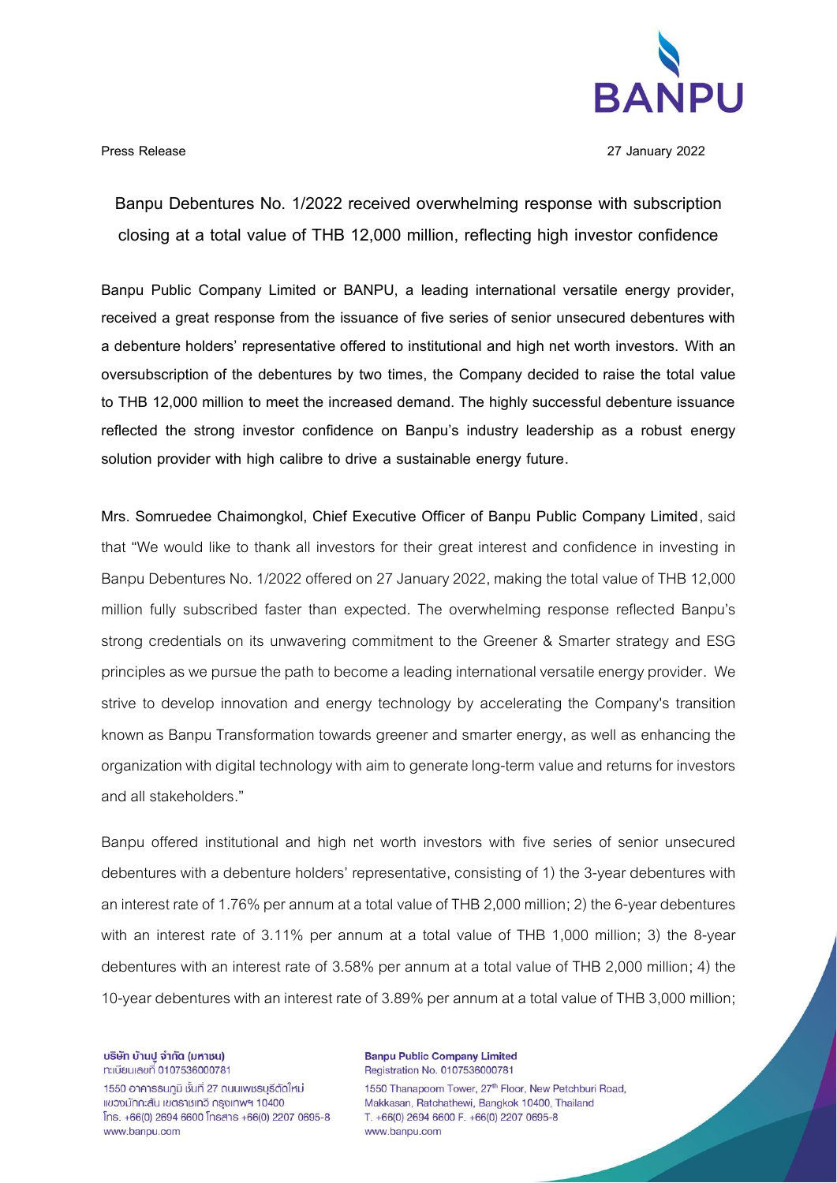Press Release

27 January 2022

## Banpu Debentures No. 1/2022 received overwhelming response with subscription closing at a total value of THB 12,000 million, reflecting high investor confidence

**Banpu Public Company Limited or BANPU, a leading international versatile energy provider, received a great response from the issuance of five series of senior unsecured debentures with a debenture holders' representative offered to institutional and high net worth investors. With an oversubscription of the debentures by two times, the Company decided to raise the total value to THB 12,000 million to meet the increased demand. The highly successful debenture issuance reflected the strong investor confidence on Banpu's industry leadership as a robust energy solution provider with high calibre to drive a sustainable energy future.**

**Mrs. Somruedee Chaimongkol, Chief Executive Officer of Banpu Public Company Limited**, said that "We would like to thank all investors for their great interest and confidence in investing in Banpu Debentures No. 1/2022 offered on 27 January 2022, making the total value of THB 12,000 million fully subscribed faster than expected. The overwhelming response reflected Banpu's strong credentials on its unwavering commitment to the Greener & Smarter strategy and ESG principles as we pursue the path to become a leading international versatile energy provider. We strive to develop innovation and energy technology by accelerating the Company's transition known as Banpu Transformation towards greener and smarter energy, as well as enhancing the organization with digital technology with aim to generate long-term value and returns for investors and all stakeholders."

Banpu offered institutional and high net worth investors with five series of senior unsecured debentures with a debenture holders' representative, consisting of 1) the 3-year debentures with an interest rate of 1.76% per annum at a total value of THB 2,000 million; 2) the 6-year debentures with an interest rate of 3.11% per annum at a total value of THB 1,000 million; 3) the 8-year debentures with an interest rate of 3.58% per annum at a total value of THB 2,000 million; 4) the 10-year debentures with an interest rate of 3.89% per annum at a total value of THB 3,000 million;

บริษัท บ้านปู จำกัด (มหาชน)
ทะเบียนเลขที่ 0107536000781
1550 อาคารธนภูมิ ชั้นที่ 27 ถนนเพชรบุรีตัดใหม่
แขวงมักกะสัน เขตราชเทวี กรุงเทพฯ 10400
โทร. +66(0) 2694 6600 โทรสาร +66(0) 2207 0695-8
www.banpu.com

Banpu Public Company Limited
Registration No. 0107536000781
1550 Thanapoom Tower, 27th Floor, New Petchburi Road,
Makkasan, Ratchathewi, Bangkok 10400, Thailand
T. +66(0) 2694 6600 F. +66(0) 2207 0695-8
www.banpu.com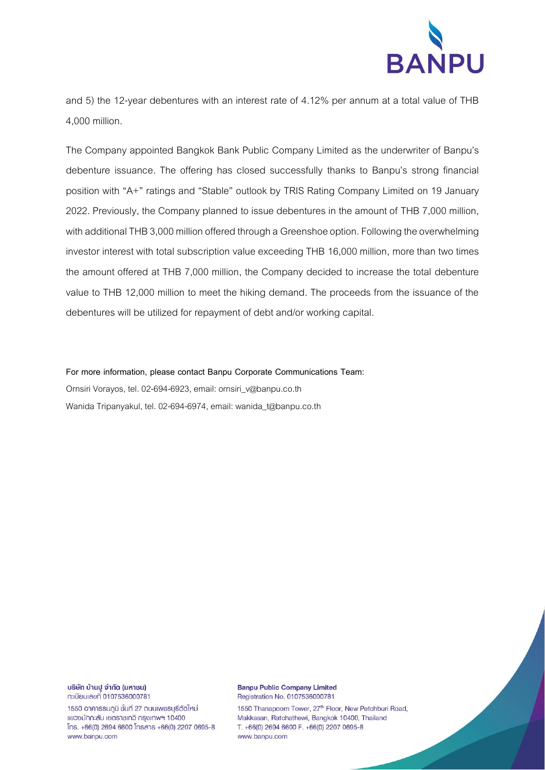and 5) the 12-year debentures with an interest rate of 4.12% per annum at a total value of THB 4,000 million.

The Company appointed Bangkok Bank Public Company Limited as the underwriter of Banpu's debenture issuance. The offering has closed successfully thanks to Banpu's strong financial position with "A+" ratings and "Stable" outlook by TRIS Rating Company Limited on 19 January 2022. Previously, the Company planned to issue debentures in the amount of THB 7,000 million, with additional THB 3,000 million offered through a Greenshoe option. Following the overwhelming investor interest with total subscription value exceeding THB 16,000 million, more than two times the amount offered at THB 7,000 million, the Company decided to increase the total debenture value to THB 12,000 million to meet the hiking demand. The proceeds from the issuance of the debentures will be utilized for repayment of debt and/or working capital.

**For more information, please contact Banpu Corporate Communications Team:**
Ornsiri Vorayos, tel. 02-694-6923, email: ornsiri_v@banpu.co.th
Wanida Tripanyakul, tel. 02-694-6974, email: wanida_t@banpu.co.th